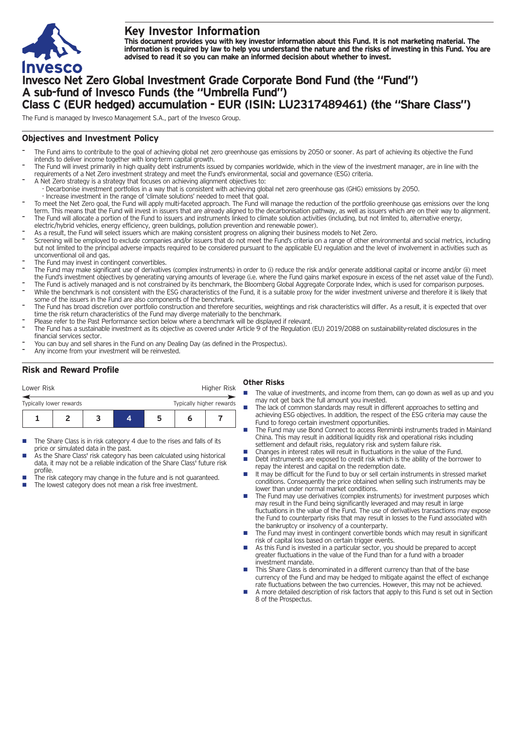# Key Investor Information

**This document provides you with key investor information about this Fund. It is not marketing material. The information is required by law to help you understand the nature and the risks of investing in this Fund. You are advised to read it so you can make an informed decision about whether to invest.**

# Invesco Net Zero Global Investment Grade Corporate Bond Fund (the "Fund") A sub-fund of Invesco Funds (the "Umbrella Fund") Class C (EUR hedged) accumulation - EUR (ISIN: LU2317489461) (the "Share Class")

The Fund is managed by Invesco Management S.A., part of the Invesco Group.

## Objectives and Investment Policy

- The Fund aims to contribute to the goal of achieving global net zero greenhouse gas emissions by 2050 or sooner. As part of achieving its objective the Fund intends to deliver income together with long-term capital growth.
- The Fund will invest primarily in high quality debt instruments issued by companies worldwide, which in the view of the investment manager, are in line with the requirements of a Net Zero investment strategy and meet the Fund's environmental, social and governance (ESG) criteria.
- A Net Zero strategy is a strategy that focuses on achieving alignment objectives to:
  - Decarbonise investment portfolios in a way that is consistent with achieving global net zero greenhouse gas (GHG) emissions by 2050.
  - Increase investment in the range of 'climate solutions' needed to meet that goal.
- To meet the Net Zero goal, the Fund will apply multi-faceted approach. The Fund will manage the reduction of the portfolio greenhouse gas emissions over the long term. This means that the Fund will invest in issuers that are already aligned to the decarbonisation pathway, as well as issuers which are on their way to alignment.
- The Fund will allocate a portion of the Fund to issuers and instruments linked to climate solution activities (including, but not limited to, alternative energy, electric/hybrid vehicles, energy efficiency, green buildings, pollution prevention and renewable power).
- As a result, the Fund will select issuers which are making consistent progress on aligning their business models to Net Zero.
- Screening will be employed to exclude companies and/or issuers that do not meet the Fund's criteria on a range of other environmental and social metrics, including but not limited to the principal adverse impacts required to be considered pursuant to the applicable EU regulation and the level of involvement in activities such as unconventional oil and gas.
- The Fund may invest in contingent convertibles.
- The Fund may make significant use of derivatives (complex instruments) in order to (i) reduce the risk and/or generate additional capital or income and/or (ii) meet the Fund's investment objectives by generating varying amounts of leverage (i.e. where the Fund gains market exposure in excess of the net asset value of the Fund).
- The Fund is actively managed and is not constrained by its benchmark, the Bloomberg Global Aggregate Corporate Index, which is used for comparison purposes.
- While the benchmark is not consistent with the ESG characteristics of the Fund, it is a suitable proxy for the wider investment universe and therefore it is likely that some of the issuers in the Fund are also components of the benchmark.
- The Fund has broad discretion over portfolio construction and therefore securities, weightings and risk characteristics will differ. As a result, it is expected that over time the risk return characteristics of the Fund may diverge materially to the benchmark.
- Please refer to the Past Performance section below where a benchmark will be displayed if relevant.
- The Fund has a sustainable investment as its objective as covered under Article 9 of the Regulation (EU) 2019/2088 on sustainability-related disclosures in the financial services sector.
- You can buy and sell shares in the Fund on any Dealing Day (as defined in the Prospectus).
- Any income from your investment will be reinvested.

## Risk and Reward Profile

| Lower Risk | | | | | | Higher Risk |
|---|---|---|---|---|---|---|
| Typically lower rewards | | | | | | Typically higher rewards |
| 1 | 2 | 3 | **4** | 5 | 6 | 7 |

- The Share Class is in risk category 4 due to the rises and falls of its price or simulated data in the past.
- As the Share Class' risk category has been calculated using historical data, it may not be a reliable indication of the Share Class' future risk profile.
- The risk category may change in the future and is not guaranteed.
- The lowest category does not mean a risk free investment.

### Other Risks

- The value of investments, and income from them, can go down as well as up and you may not get back the full amount you invested.
- The lack of common standards may result in different approaches to setting and achieving ESG objectives. In addition, the respect of the ESG criteria may cause the Fund to forego certain investment opportunities.
- The Fund may use Bond Connect to access Renminbi instruments traded in Mainland China. This may result in additional liquidity risk and operational risks including settlement and default risks, regulatory risk and system failure risk.
- Changes in interest rates will result in fluctuations in the value of the Fund.
- Debt instruments are exposed to credit risk which is the ability of the borrower to repay the interest and capital on the redemption date.
- It may be difficult for the Fund to buy or sell certain instruments in stressed market conditions. Consequently the price obtained when selling such instruments may be lower than under normal market conditions.
- The Fund may use derivatives (complex instruments) for investment purposes which may result in the Fund being significantly leveraged and may result in large fluctuations in the value of the Fund. The use of derivatives transactions may expose the Fund to counterparty risks that may result in losses to the Fund associated with the bankruptcy or insolvency of a counterparty.
- The Fund may invest in contingent convertible bonds which may result in significant risk of capital loss based on certain trigger events.
- As this Fund is invested in a particular sector, you should be prepared to accept greater fluctuations in the value of the Fund than for a fund with a broader investment mandate.
- This Share Class is denominated in a different currency than that of the base currency of the Fund and may be hedged to mitigate against the effect of exchange rate fluctuations between the two currencies. However, this may not be achieved.
- A more detailed description of risk factors that apply to this Fund is set out in Section 8 of the Prospectus.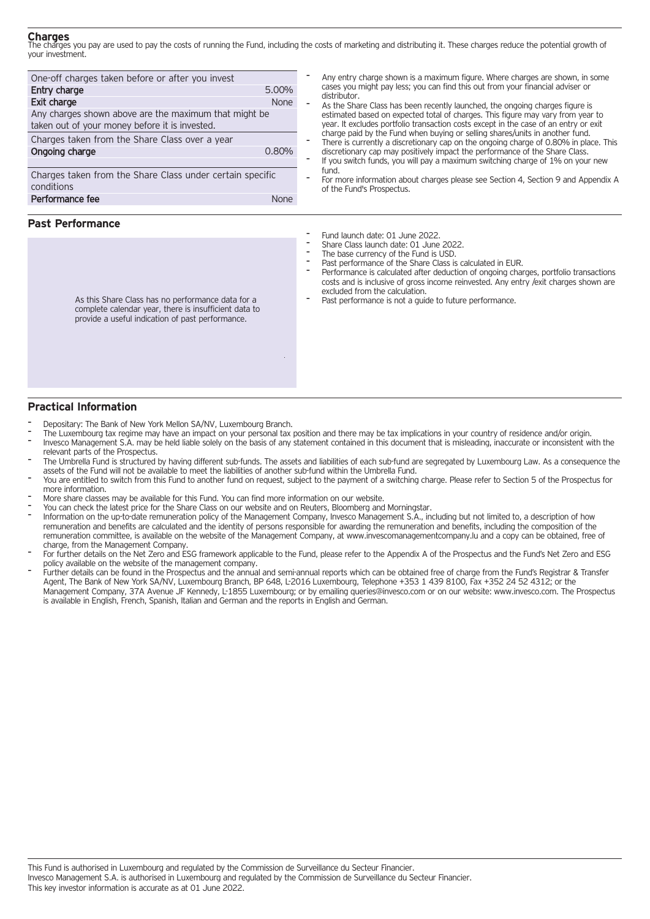## Charges

The charges you pay are used to pay the costs of running the Fund, including the costs of marketing and distributing it. These charges reduce the potential growth of your investment.

| | |
|---|---|
| One-off charges taken before or after you invest | |
| **Entry charge** | 5.00% |
| **Exit charge** | None |
| Any charges shown above are the maximum that might be taken out of your money before it is invested. | |
| Charges taken from the Share Class over a year | |
| **Ongoing charge** | 0.80% |
| Charges taken from the Share Class under certain specific conditions | |
| **Performance fee** | None |

- Any entry charge shown is a maximum figure. Where charges are shown, in some cases you might pay less; you can find this out from your financial adviser or distributor.
- As the Share Class has been recently launched, the ongoing charges figure is estimated based on expected total of charges. This figure may vary from year to year. It excludes portfolio transaction costs except in the case of an entry or exit charge paid by the Fund when buying or selling shares/units in another fund.
- There is currently a discretionary cap on the ongoing charge of 0.80% in place. This discretionary cap may positively impact the performance of the Share Class.
- If you switch funds, you will pay a maximum switching charge of 1% on your new fund.
- For more information about charges please see Section 4, Section 9 and Appendix A of the Fund's Prospectus.

## Past Performance

As this Share Class has no performance data for a complete calendar year, there is insufficient data to provide a useful indication of past performance.

- Fund launch date: 01 June 2022.
- Share Class launch date: 01 June 2022.
- The base currency of the Fund is USD.
- Past performance of the Share Class is calculated in EUR.
- Performance is calculated after deduction of ongoing charges, portfolio transactions costs and is inclusive of gross income reinvested. Any entry /exit charges shown are excluded from the calculation.
- Past performance is not a guide to future performance.

## Practical Information

- Depositary: The Bank of New York Mellon SA/NV, Luxembourg Branch.
- The Luxembourg tax regime may have an impact on your personal tax position and there may be tax implications in your country of residence and/or origin.
- Invesco Management S.A. may be held liable solely on the basis of any statement contained in this document that is misleading, inaccurate or inconsistent with the relevant parts of the Prospectus.
- The Umbrella Fund is structured by having different sub-funds. The assets and liabilities of each sub-fund are segregated by Luxembourg Law. As a consequence the assets of the Fund will not be available to meet the liabilities of another sub-fund within the Umbrella Fund.
- You are entitled to switch from this Fund to another fund on request, subject to the payment of a switching charge. Please refer to Section 5 of the Prospectus for more information.
- More share classes may be available for this Fund. You can find more information on our website.
- You can check the latest price for the Share Class on our website and on Reuters, Bloomberg and Morningstar.
- Information on the up-to-date remuneration policy of the Management Company, Invesco Management S.A., including but not limited to, a description of how remuneration and benefits are calculated and the identity of persons responsible for awarding the remuneration and benefits, including the composition of the remuneration committee, is available on the website of the Management Company, at www.invescomanagementcompany.lu and a copy can be obtained, free of charge, from the Management Company.
- For further details on the Net Zero and ESG framework applicable to the Fund, please refer to the Appendix A of the Prospectus and the Fund's Net Zero and ESG policy available on the website of the management company.
- Further details can be found in the Prospectus and the annual and semi-annual reports which can be obtained free of charge from the Fund's Registrar & Transfer Agent, The Bank of New York SA/NV, Luxembourg Branch, BP 648, L-2016 Luxembourg, Telephone +353 1 439 8100, Fax +352 24 52 4312; or the Management Company, 37A Avenue JF Kennedy, L-1855 Luxembourg; or by emailing queries@invesco.com or on our website: www.invesco.com. The Prospectus is available in English, French, Spanish, Italian and German and the reports in English and German.

This Fund is authorised in Luxembourg and regulated by the Commission de Surveillance du Secteur Financier.
Invesco Management S.A. is authorised in Luxembourg and regulated by the Commission de Surveillance du Secteur Financier.
This key investor information is accurate as at 01 June 2022.